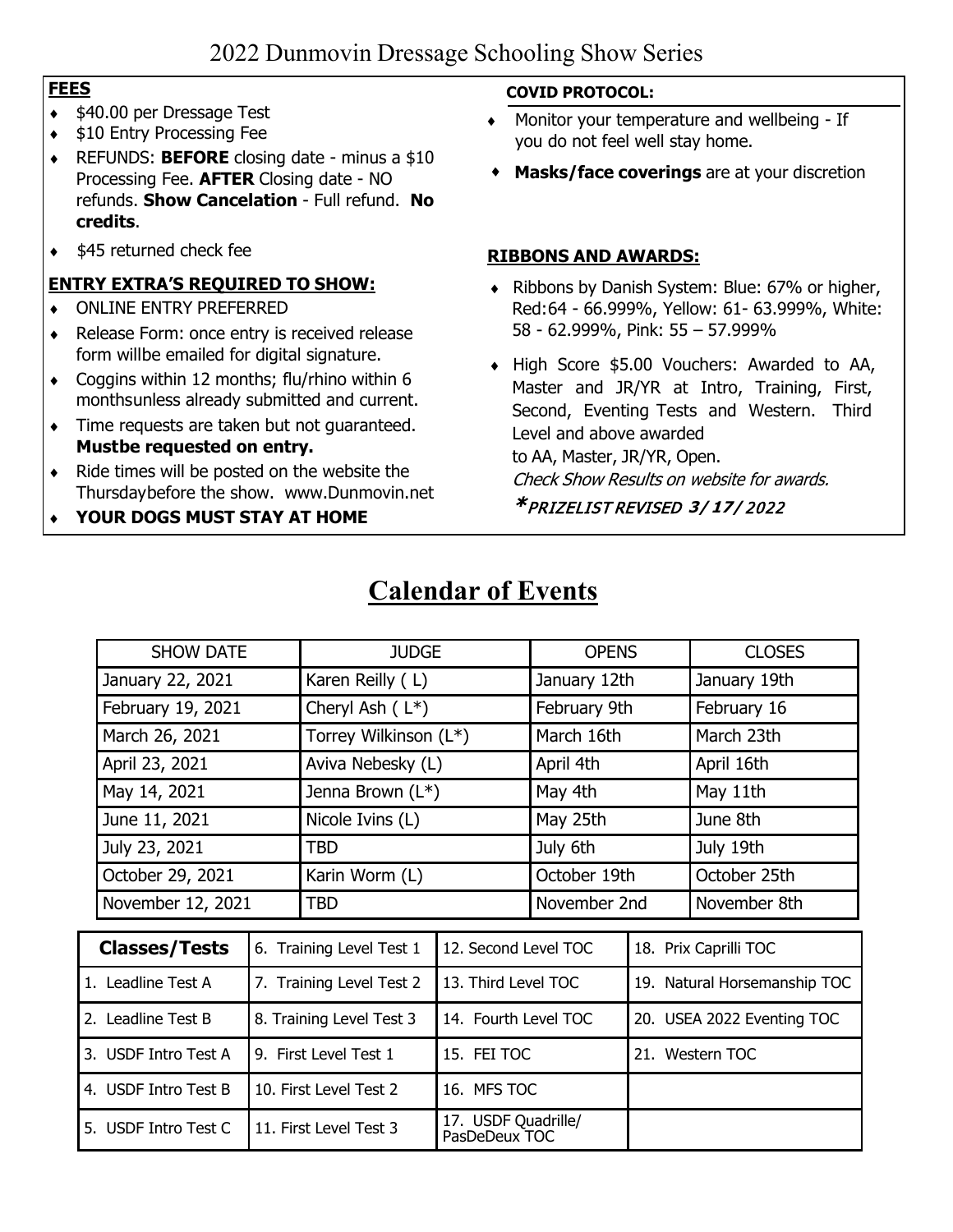# 2022 Dunmovin Dressage Schooling Show Series

## FEES

- $40.00 per Dressage Test
- $10 Entry Processing Fee
- REFUNDS: **BEFORE** closing date - minus a $10 Processing Fee. **AFTER** Closing date - NO refunds. **Show Cancelation** - Full refund. **No credits**.
- $45 returned check fee

## ENTRY EXTRA'S REQUIRED TO SHOW:

- ONLINE ENTRY PREFERRED
- Release Form: once entry is received release form willbe emailed for digital signature.
- Coggins within 12 months; flu/rhino within 6 monthsunless already submitted and current.
- Time requests are taken but not guaranteed. **Mustbe requested on entry.**
- Ride times will be posted on the website the Thursdaybefore the show. www.Dunmovin.net
- **YOUR DOGS MUST STAY AT HOME**

## COVID PROTOCOL:

- Monitor your temperature and wellbeing - If you do not feel well stay home.
- **Masks/face coverings** are at your discretion

## RIBBONS AND AWARDS:

- Ribbons by Danish System: Blue: 67% or higher, Red:64 - 66.999%, Yellow: 61- 63.999%, White: 58 - 62.999%, Pink: 55 – 57.999%
- High Score $5.00 Vouchers: Awarded to AA, Master and JR/YR at Intro, Training, First, Second, Eventing Tests and Western. Third Level and above awarded to AA, Master, JR/YR, Open.

*Check Show Results on website for awards.*

****PRIZELIST REVISED 3/17/2022***

# Calendar of Events

| SHOW DATE | JUDGE | OPENS | CLOSES |
|---|---|---|---|
| January 22, 2021 | Karen Reilly ( L) | January 12th | January 19th |
| February 19, 2021 | Cheryl Ash ( L*) | February 9th | February 16 |
| March 26, 2021 | Torrey Wilkinson (L*) | March 16th | March 23th |
| April 23, 2021 | Aviva Nebesky (L) | April 4th | April 16th |
| May 14, 2021 | Jenna Brown (L*) | May 4th | May 11th |
| June 11, 2021 | Nicole Ivins (L) | May 25th | June 8th |
| July 23, 2021 | TBD | July 6th | July 19th |
| October 29, 2021 | Karin Worm (L) | October 19th | October 25th |
| November 12, 2021 | TBD | November 2nd | November 8th |

| **Classes/Tests** | 6. Training Level Test 1 | 12. Second Level TOC | 18. Prix Caprilli TOC |
|---|---|---|---|
| 1. Leadline Test A | 7. Training Level Test 2 | 13. Third Level TOC | 19. Natural Horsemanship TOC |
| 2. Leadline Test B | 8. Training Level Test 3 | 14. Fourth Level TOC | 20. USEA 2022 Eventing TOC |
| 3. USDF Intro Test A | 9. First Level Test 1 | 15. FEI TOC | 21. Western TOC |
| 4. USDF Intro Test B | 10. First Level Test 2 | 16. MFS TOC | |
| 5. USDF Intro Test C | 11. First Level Test 3 | 17. USDF Quadrille/ PasDeDeux TOC | |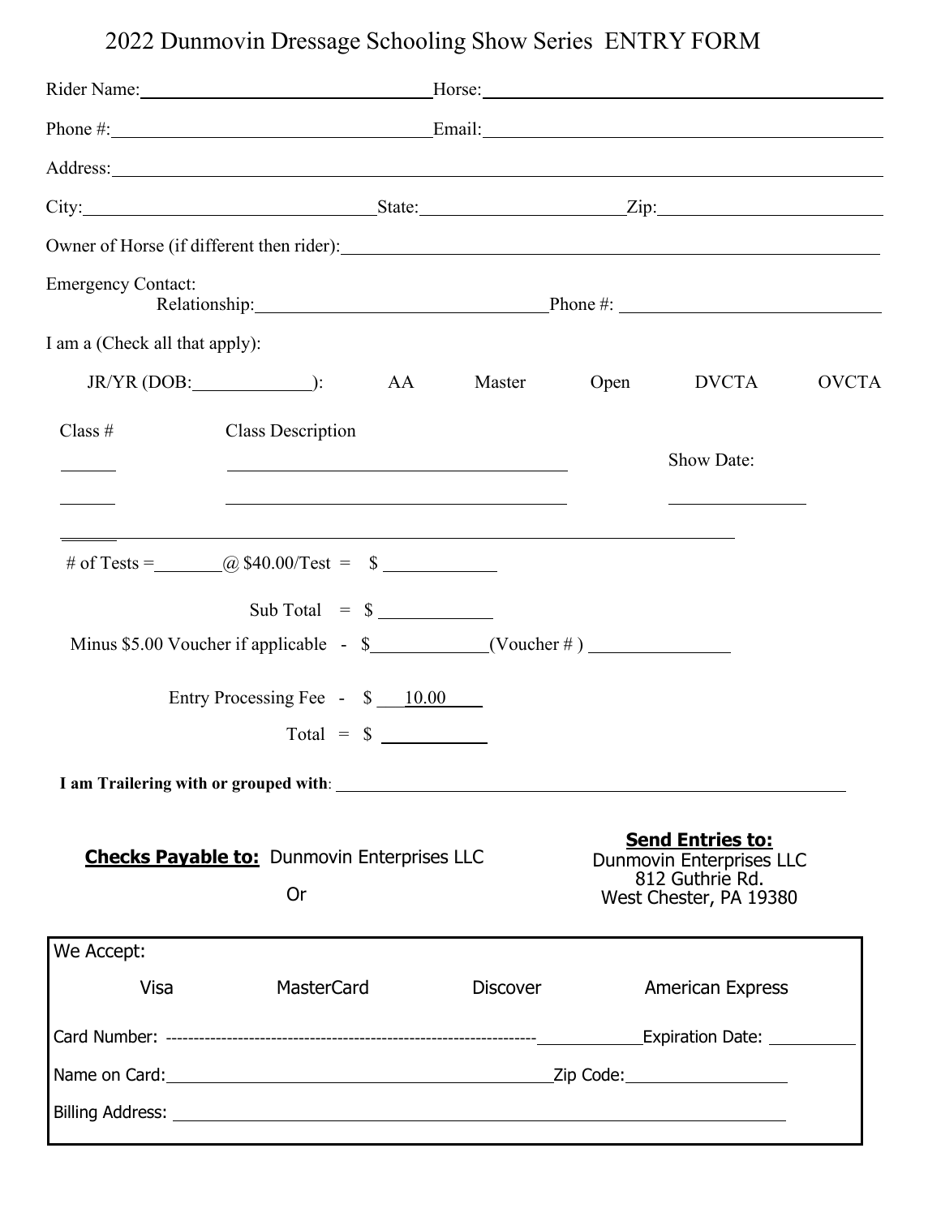# 2022 Dunmovin Dressage Schooling Show Series ENTRY FORM

Rider Name:______________________________ Horse:______________________________

Phone #:______________________________ Email:______________________________

Address:____________________________________________________________

City:______________________ State:__________________ Zip:__________________

Owner of Horse (if different then rider):______________________________________

Emergency Contact:
Relationship:______________________ Phone #: ______________________

I am a (Check all that apply):

JR/YR (DOB:__________): AA Master Open DVCTA OVCTA

Class # Class Description

______ ______________________________ Show Date:

______ ______________________________ ______________

______ ____________________________________________________________

# of Tests =______ @ $40.00/Test = $ __________

Sub Total = $ __________

Minus $5.00 Voucher if applicable - $__________(Voucher # ) ______________

Entry Processing Fee - $ 10.00

Total = $ __________

**I am Trailering with or grouped with**: ______________________________________

**Checks Payable to:** Dunmovin Enterprises LLC

Or

**Send Entries to:**
Dunmovin Enterprises LLC
812 Guthrie Rd.
West Chester, PA 19380

We Accept:

Visa MasterCard Discover American Express

Card Number: ----------------------------------------------------------------__________Expiration Date: __________

Name on Card:______________________________ Zip Code:__________________

Billing Address: ____________________________________________________________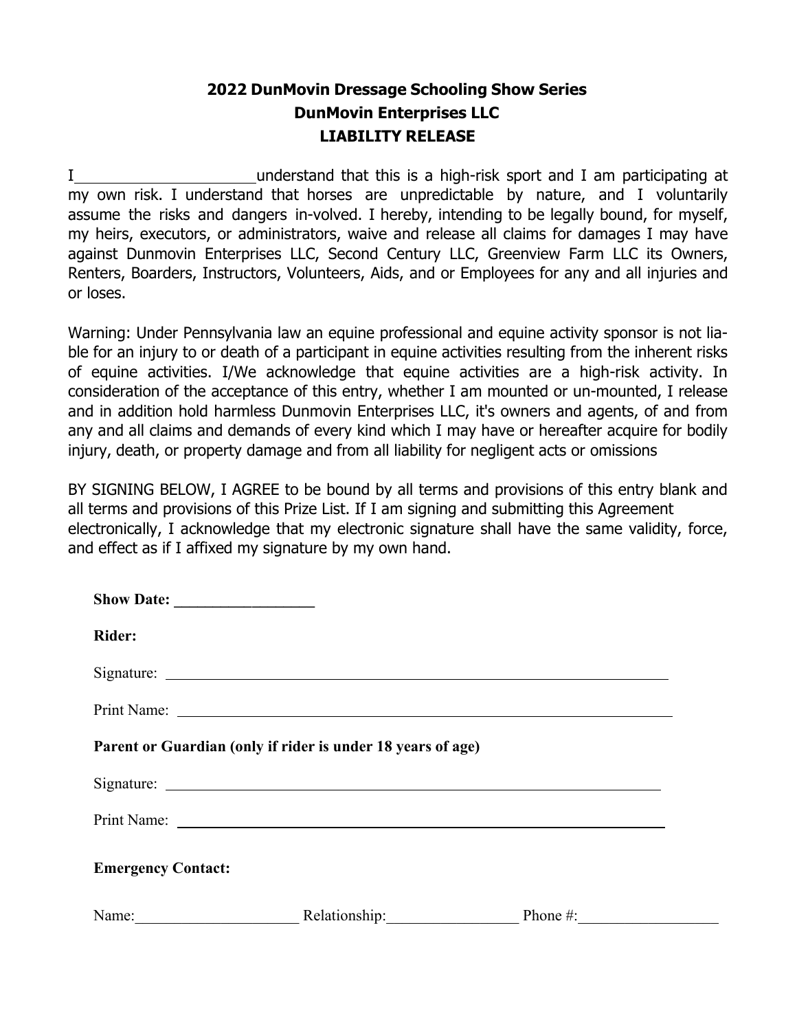# 2022 DunMovin Dressage Schooling Show Series
## DunMovin Enterprises LLC
## LIABILITY RELEASE

I______________________understand that this is a high-risk sport and I am participating at my own risk. I understand that horses are unpredictable by nature, and I voluntarily assume the risks and dangers in-volved. I hereby, intending to be legally bound, for myself, my heirs, executors, or administrators, waive and release all claims for damages I may have against Dunmovin Enterprises LLC, Second Century LLC, Greenview Farm LLC its Owners, Renters, Boarders, Instructors, Volunteers, Aids, and or Employees for any and all injuries and or loses.

Warning: Under Pennsylvania law an equine professional and equine activity sponsor is not lia-ble for an injury to or death of a participant in equine activities resulting from the inherent risks of equine activities. I/We acknowledge that equine activities are a high-risk activity. In consideration of the acceptance of this entry, whether I am mounted or un-mounted, I release and in addition hold harmless Dunmovin Enterprises LLC, it's owners and agents, of and from any and all claims and demands of every kind which I may have or hereafter acquire for bodily injury, death, or property damage and from all liability for negligent acts or omissions

BY SIGNING BELOW, I AGREE to be bound by all terms and provisions of this entry blank and all terms and provisions of this Prize List. If I am signing and submitting this Agreement electronically, I acknowledge that my electronic signature shall have the same validity, force, and effect as if I affixed my signature by my own hand.

**Show Date:** __________________

**Rider:**

Signature: ______________________________________________

Print Name: ______________________________________________

**Parent or Guardian (only if rider is under 18 years of age)**

Signature: ______________________________________________

Print Name: ______________________________________________

**Emergency Contact:**

Name:_____________________ Relationship:_________________ Phone #:__________________